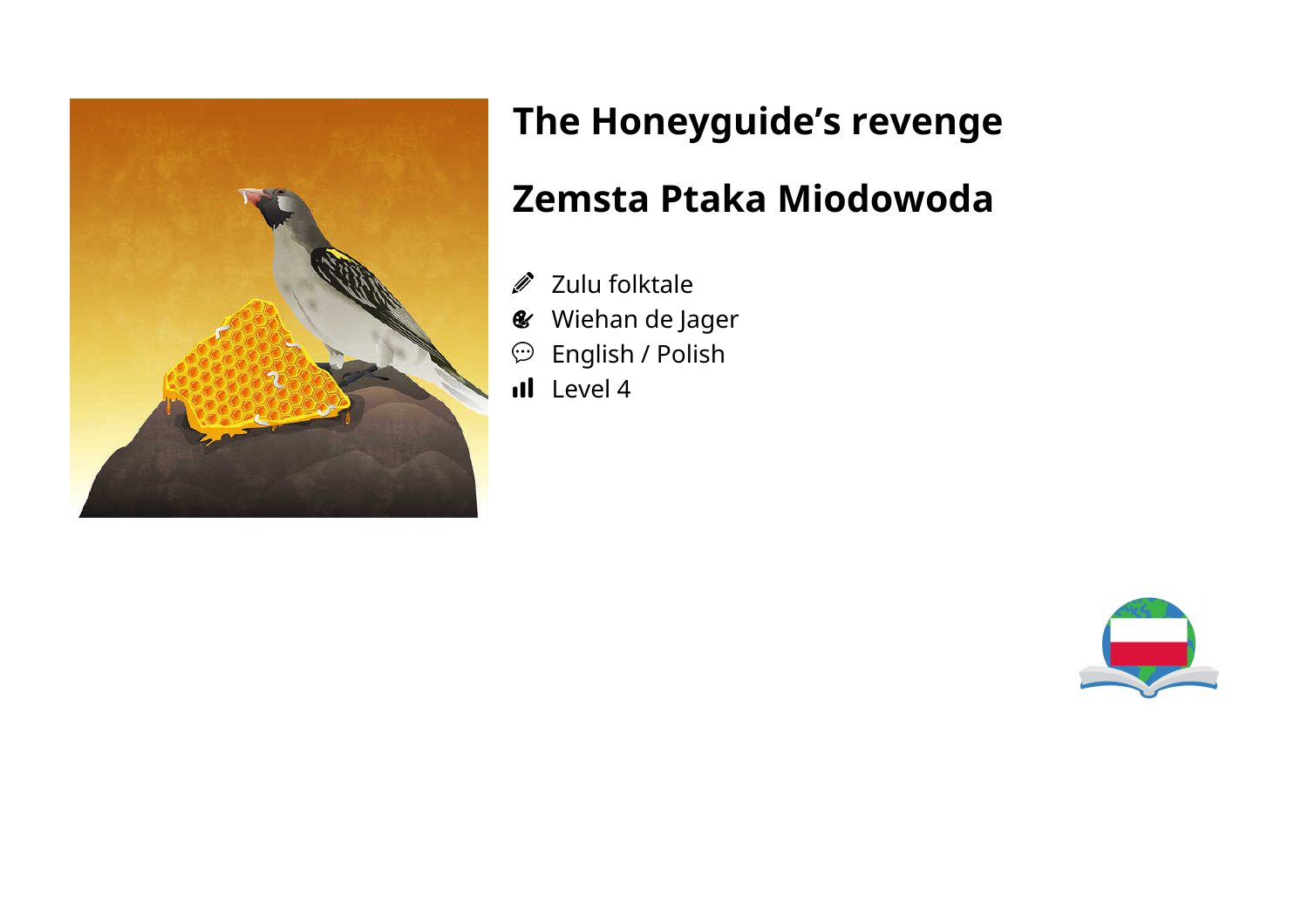# The Honeyguide's revenge

# Zemsta Ptaka Miodowoda

- Zulu folktale
- Wiehan de Jager
- English / Polish
- Level 4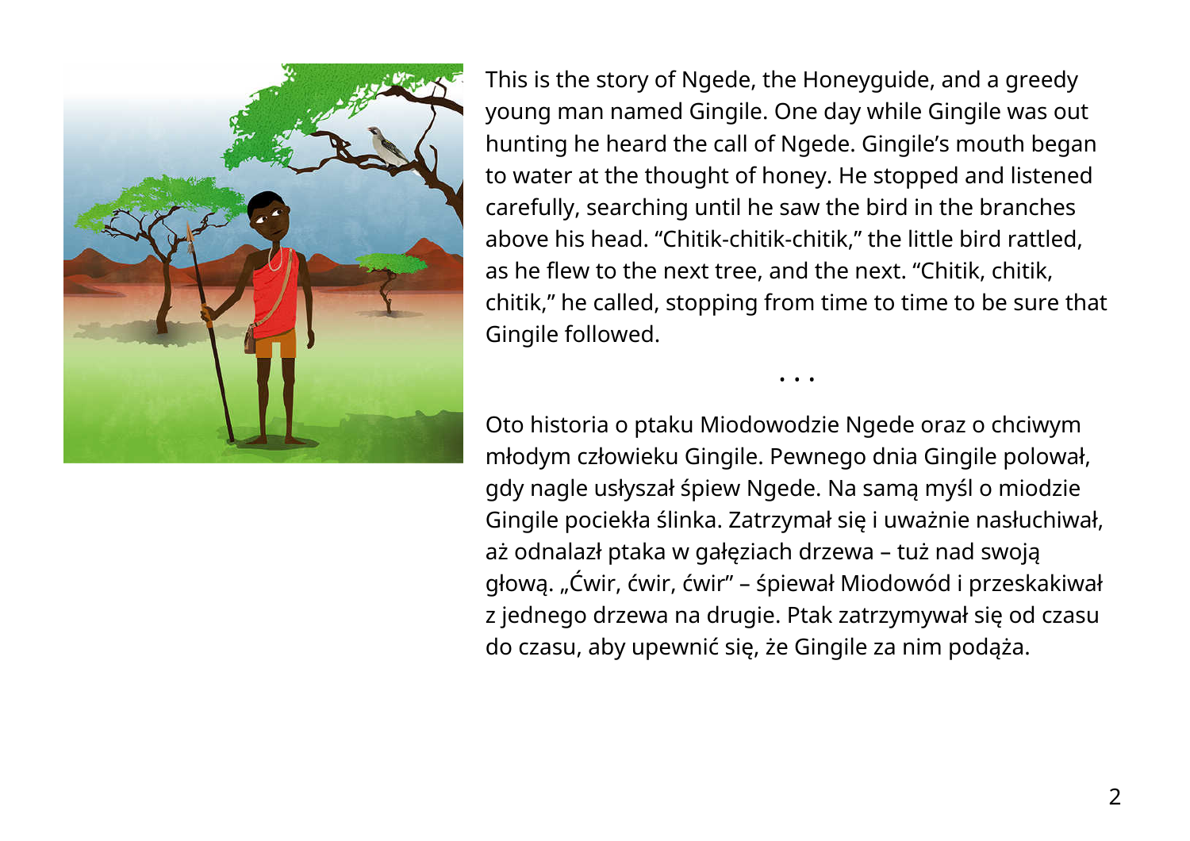This is the story of Ngede, the Honeyguide, and a greedy young man named Gingile. One day while Gingile was out hunting he heard the call of Ngede. Gingile's mouth began to water at the thought of honey. He stopped and listened carefully, searching until he saw the bird in the branches above his head. "Chitik-chitik-chitik," the little bird rattled, as he flew to the next tree, and the next. "Chitik, chitik, chitik," he called, stopping from time to time to be sure that Gingile followed.

. . .

Oto historia o ptaku Miodowodzie Ngede oraz o chciwym młodym człowieku Gingile. Pewnego dnia Gingile polował, gdy nagle usłyszał śpiew Ngede. Na samą myśl o miodzie Gingile pociekła ślinka. Zatrzymał się i uważnie nasłuchiwał, aż odnalazł ptaka w gałęziach drzewa – tuż nad swoją głową. „Ćwir, ćwir, ćwir" – śpiewał Miodowód i przeskakiwał z jednego drzewa na drugie. Ptak zatrzymywał się od czasu do czasu, aby upewnić się, że Gingile za nim podąża.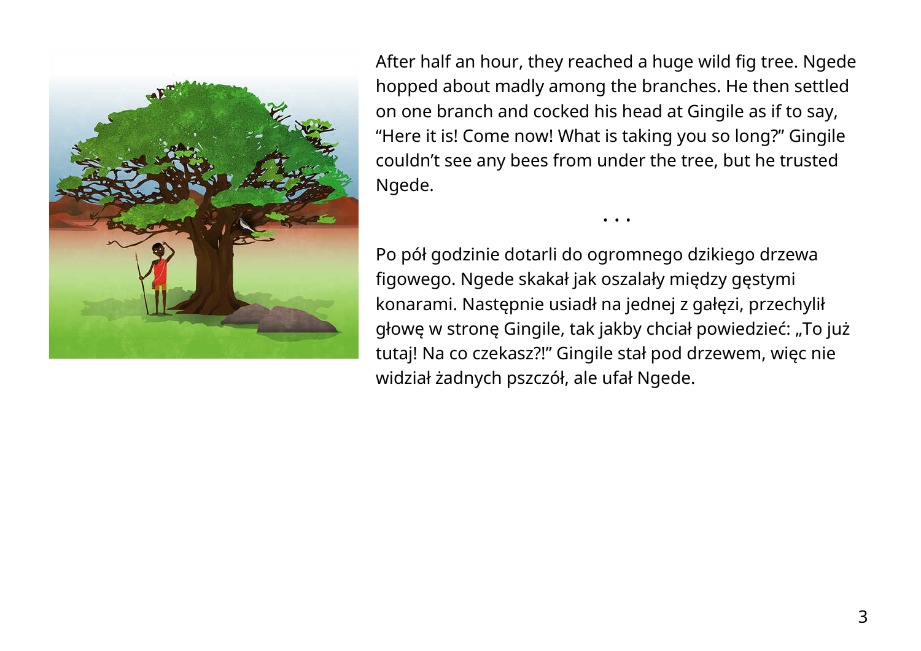After half an hour, they reached a huge wild fig tree. Ngede hopped about madly among the branches. He then settled on one branch and cocked his head at Gingile as if to say, “Here it is! Come now! What is taking you so long?” Gingile couldn’t see any bees from under the tree, but he trusted Ngede.

• • •

Po pół godzinie dotarli do ogromnego dzikiego drzewa figowego. Ngede skakał jak oszalały między gęstymi konarami. Następnie usiadł na jednej z gałęzi, przechylił głowę w stronę Gingile, tak jakby chciał powiedzieć: „To już tutaj! Na co czekasz?!” Gingile stał pod drzewem, więc nie widział żadnych pszczół, ale ufał Ngede.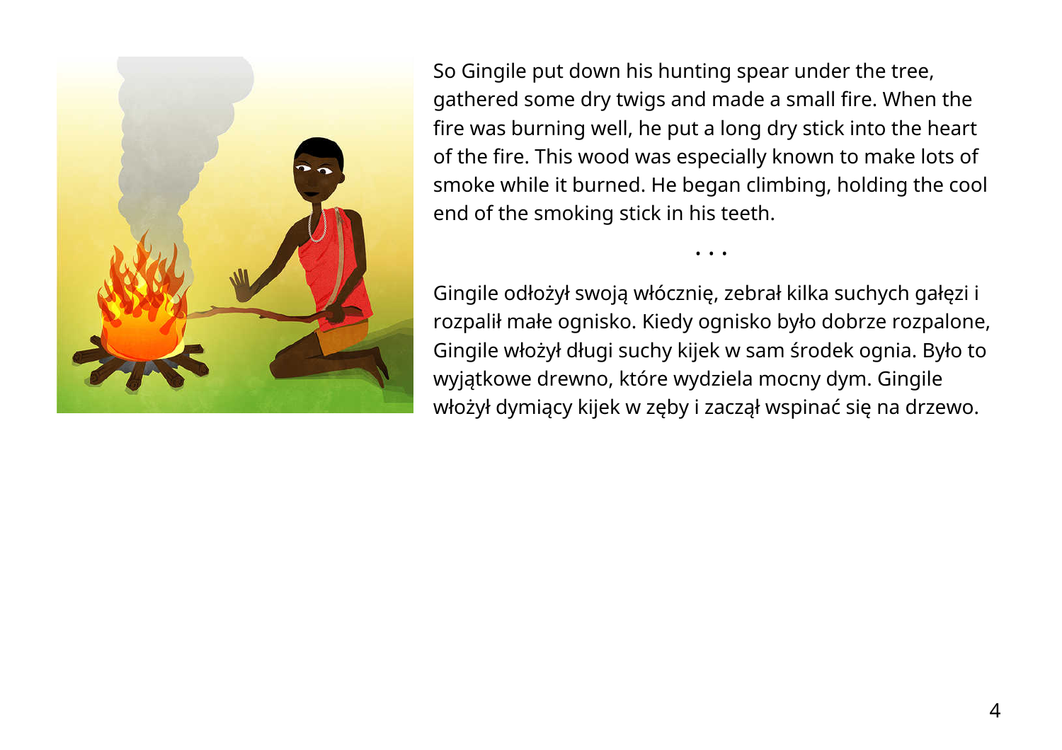So Gingile put down his hunting spear under the tree, gathered some dry twigs and made a small fire. When the fire was burning well, he put a long dry stick into the heart of the fire. This wood was especially known to make lots of smoke while it burned. He began climbing, holding the cool end of the smoking stick in his teeth.

• • •

Gingile odłożył swoją włócznię, zebrał kilka suchych gałęzi i rozpalił małe ognisko. Kiedy ognisko było dobrze rozpalone, Gingile włożył długi suchy kijek w sam środek ognia. Było to wyjątkowe drewno, które wydziela mocny dym. Gingile włożył dymiący kijek w zęby i zaczął wspinać się na drzewo.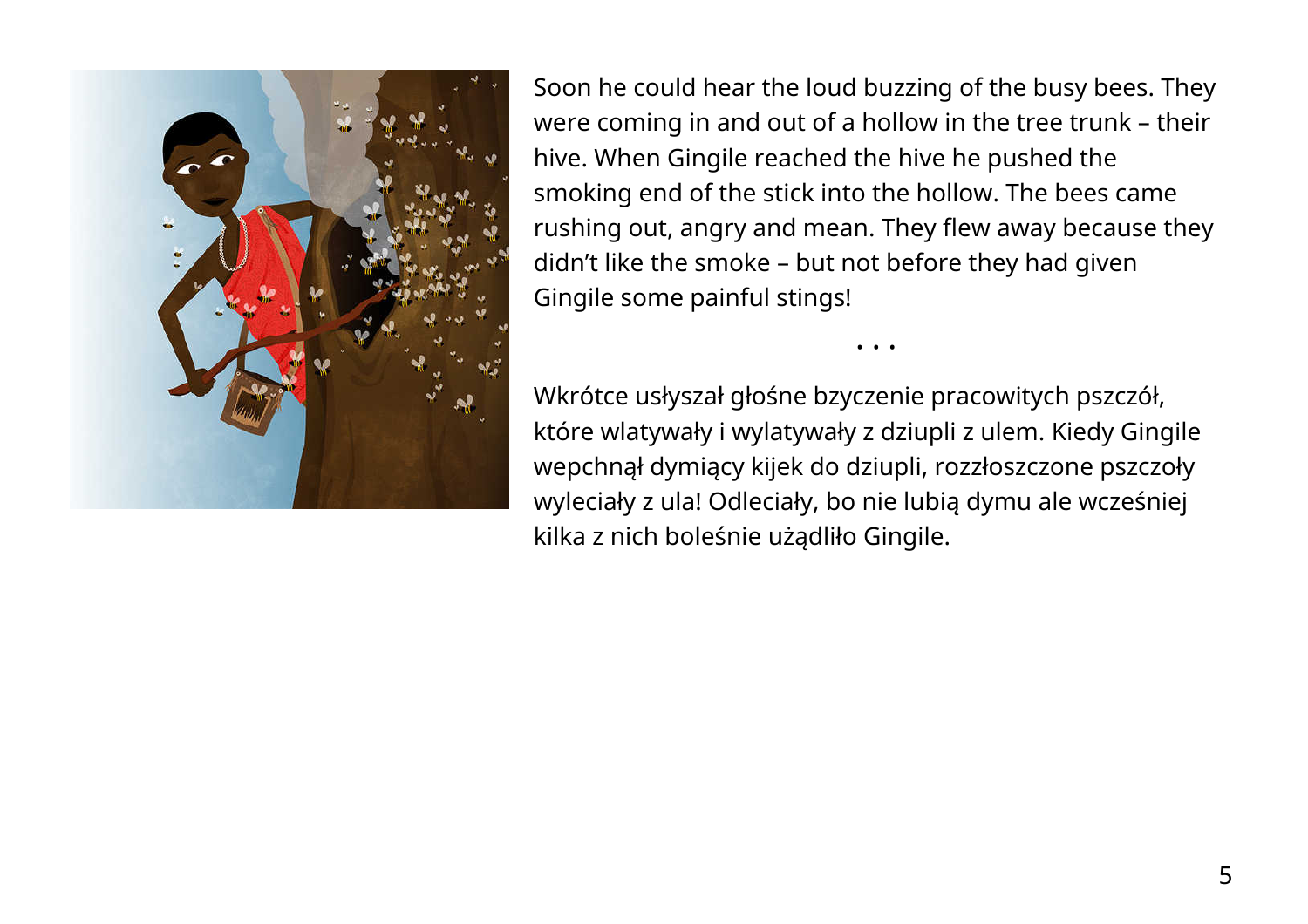Soon he could hear the loud buzzing of the busy bees. They were coming in and out of a hollow in the tree trunk – their hive. When Gingile reached the hive he pushed the smoking end of the stick into the hollow. The bees came rushing out, angry and mean. They flew away because they didn't like the smoke – but not before they had given Gingile some painful stings!

• • •

Wkrótce usłyszał głośne bzyczenie pracowitych pszczół, które wlatywały i wylatywały z dziupli z ulem. Kiedy Gingile wepchnął dymiący kijek do dziupli, rozzłoszczone pszczoły wyleciały z ula! Odleciały, bo nie lubią dymu ale wcześniej kilka z nich boleśnie użądliło Gingile.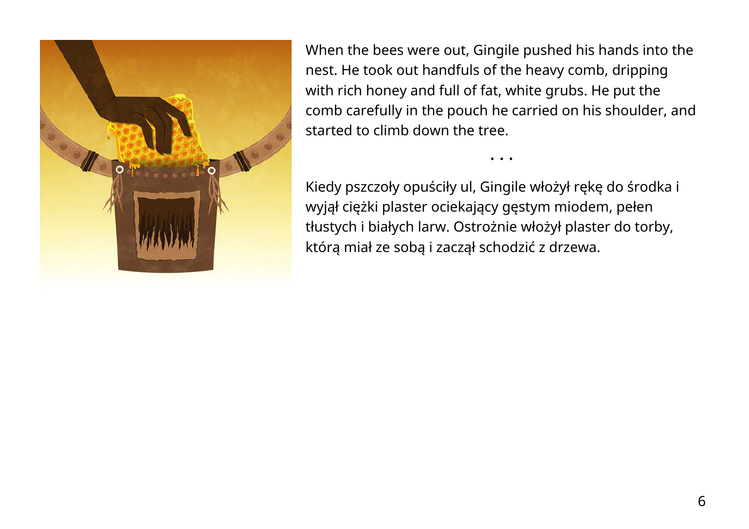When the bees were out, Gingile pushed his hands into the nest. He took out handfuls of the heavy comb, dripping with rich honey and full of fat, white grubs. He put the comb carefully in the pouch he carried on his shoulder, and started to climb down the tree.

• • •

Kiedy pszczoły opuściły ul, Gingile włożył rękę do środka i wyjął ciężki plaster ociekający gęstym miodem, pełen tłustych i białych larw. Ostrożnie włożył plaster do torby, którą miał ze sobą i zaczął schodzić z drzewa.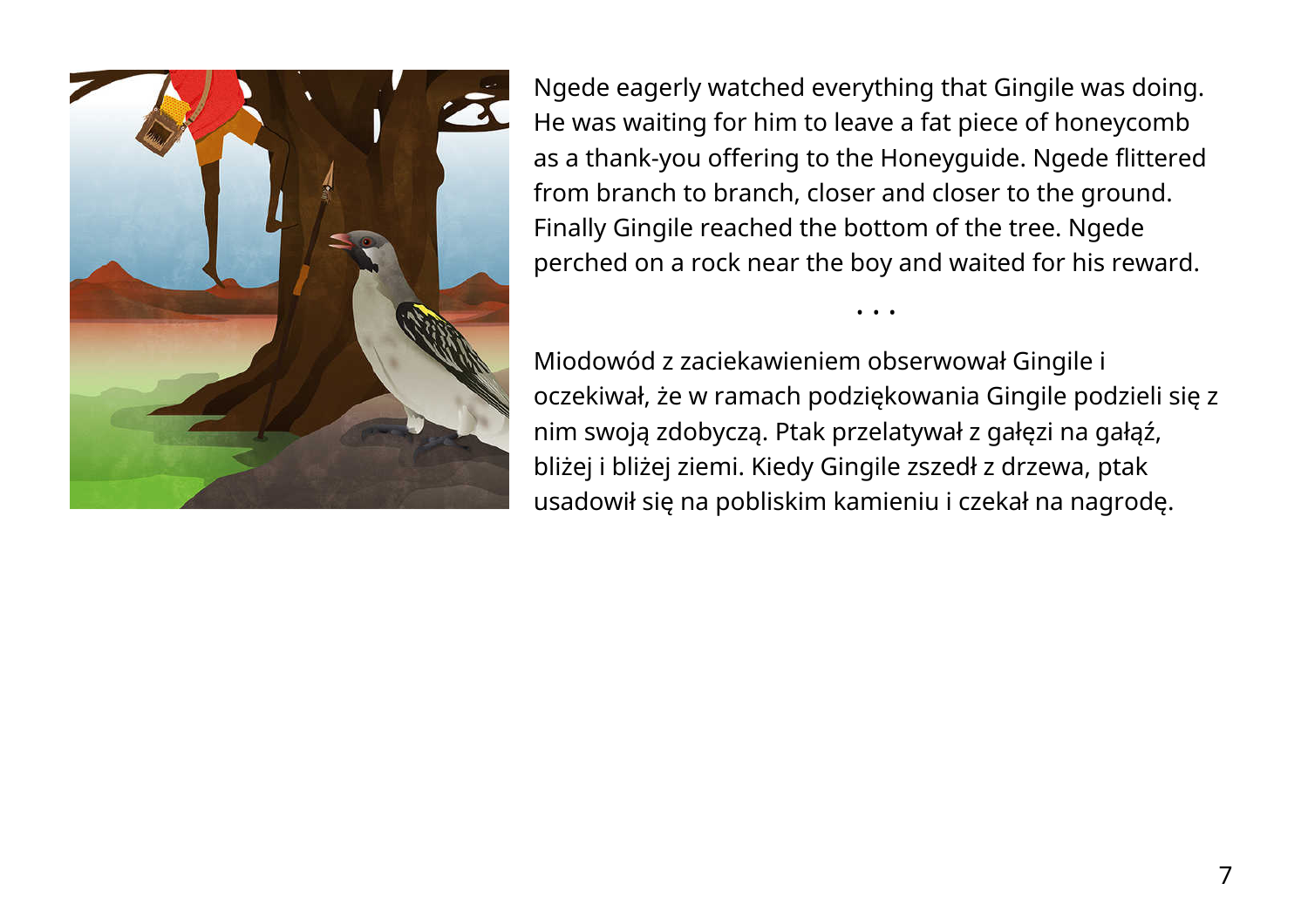Ngede eagerly watched everything that Gingile was doing. He was waiting for him to leave a fat piece of honeycomb as a thank-you offering to the Honeyguide. Ngede flittered from branch to branch, closer and closer to the ground. Finally Gingile reached the bottom of the tree. Ngede perched on a rock near the boy and waited for his reward.

• • •

Miodowód z zaciekawieniem obserwował Gingile i oczekiwał, że w ramach podziękowania Gingile podzieli się z nim swoją zdobyczą. Ptak przelatywał z gałęzi na gałąź, bliżej i bliżej ziemi. Kiedy Gingile zszedł z drzewa, ptak usadowił się na pobliskim kamieniu i czekał na nagrodę.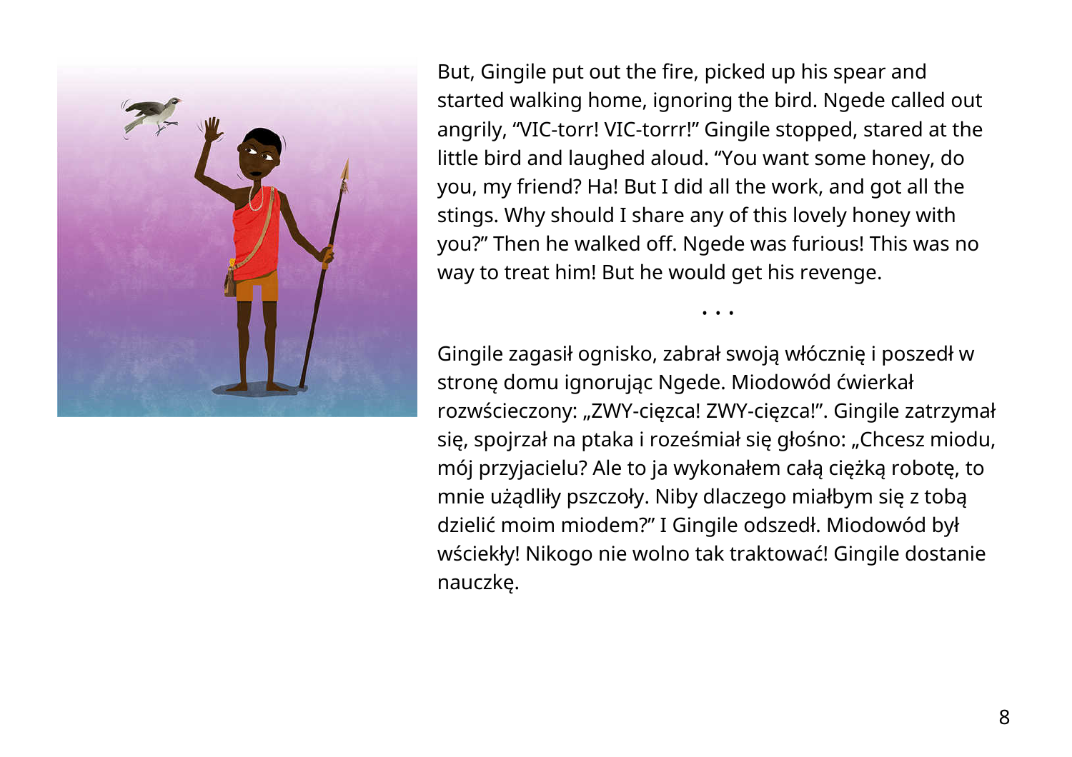But, Gingile put out the fire, picked up his spear and started walking home, ignoring the bird. Ngede called out angrily, "VIC-torr! VIC-torrr!" Gingile stopped, stared at the little bird and laughed aloud. "You want some honey, do you, my friend? Ha! But I did all the work, and got all the stings. Why should I share any of this lovely honey with you?" Then he walked off. Ngede was furious! This was no way to treat him! But he would get his revenge.

• • •

Gingile zagasił ognisko, zabrał swoją włócznię i poszedł w stronę domu ignorując Ngede. Miodowód ćwierkał rozwścieczony: „ZWY-ciężca! ZWY-ciężca!". Gingile zatrzymał się, spojrzał na ptaka i roześmiał się głośno: „Chcesz miodu, mój przyjacielu? Ale to ja wykonałem całą ciężką robotę, to mnie użądliły pszczoły. Niby dlaczego miałbym się z tobą dzielić moim miodem?" I Gingile odszedł. Miodowód był wściekły! Nikogo nie wolno tak traktować! Gingile dostanie nauczkę.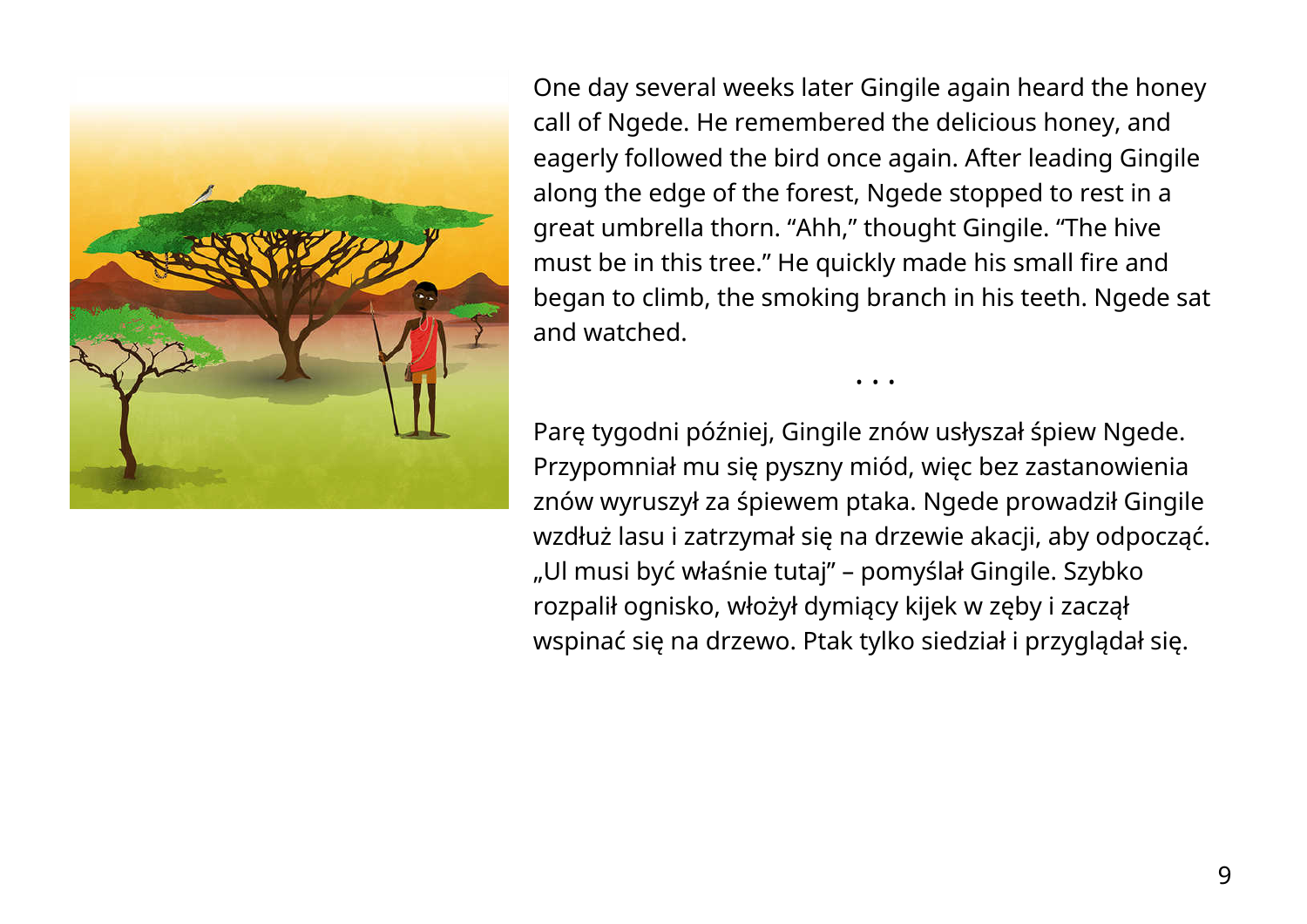One day several weeks later Gingile again heard the honey call of Ngede. He remembered the delicious honey, and eagerly followed the bird once again. After leading Gingile along the edge of the forest, Ngede stopped to rest in a great umbrella thorn. “Ahh,” thought Gingile. “The hive must be in this tree.” He quickly made his small fire and began to climb, the smoking branch in his teeth. Ngede sat and watched.

• • •

Parę tygodni później, Gingile znów usłyszał śpiew Ngede. Przypomniał mu się pyszny miód, więc bez zastanowienia znów wyruszył za śpiewem ptaka. Ngede prowadził Gingile wzdłuż lasu i zatrzymał się na drzewie akacji, aby odpocząć. „Ul musi być właśnie tutaj” – pomyślał Gingile. Szybko rozpalił ognisko, włożył dymiący kijek w zęby i zaczął wspinać się na drzewo. Ptak tylko siedział i przyglądał się.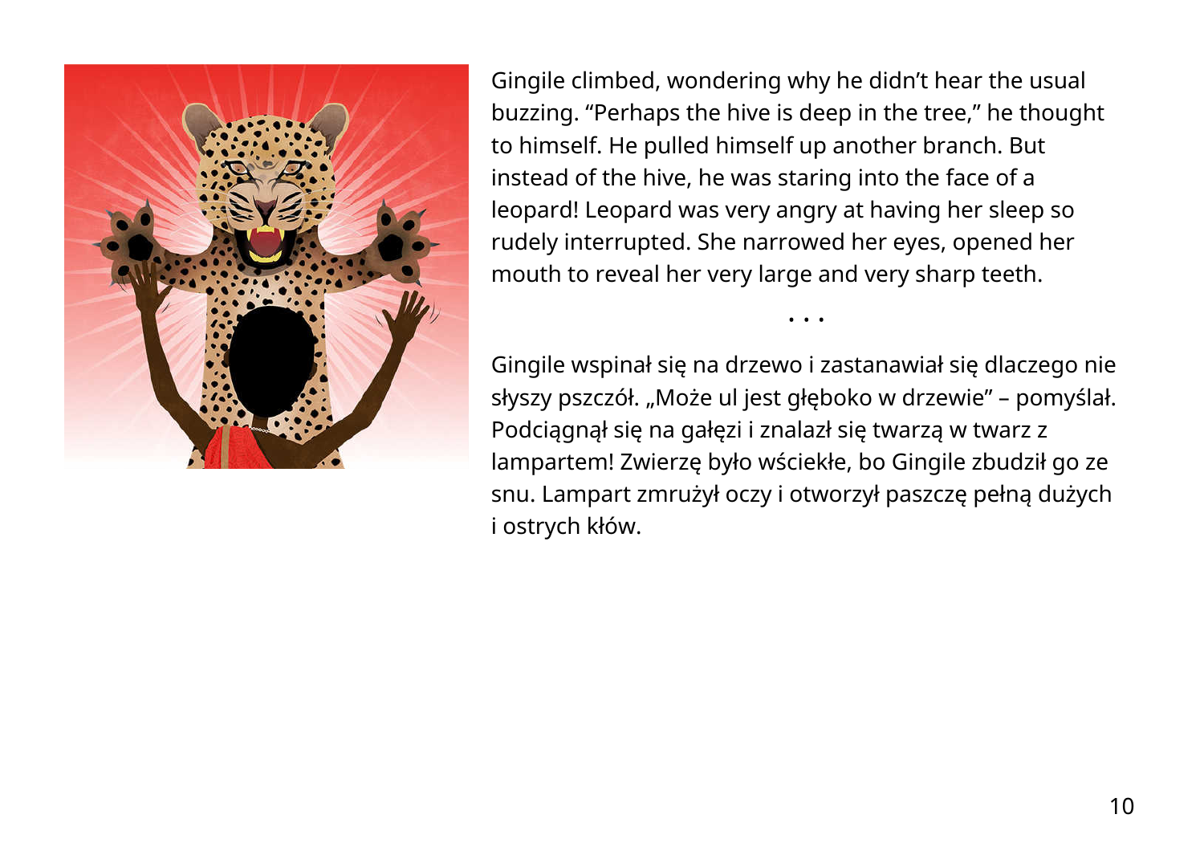Gingile climbed, wondering why he didn't hear the usual buzzing. "Perhaps the hive is deep in the tree," he thought to himself. He pulled himself up another branch. But instead of the hive, he was staring into the face of a leopard! Leopard was very angry at having her sleep so rudely interrupted. She narrowed her eyes, opened her mouth to reveal her very large and very sharp teeth.

• • •

Gingile wspinał się na drzewo i zastanawiał się dlaczego nie słyszy pszczół. „Może ul jest głęboko w drzewie" – pomyślał. Podciągnął się na gałęzi i znalazł się twarzą w twarz z lampartem! Zwierzę było wściekłe, bo Gingile zbudził go ze snu. Lampart zmrużył oczy i otworzył paszczę pełną dużych i ostrych kłów.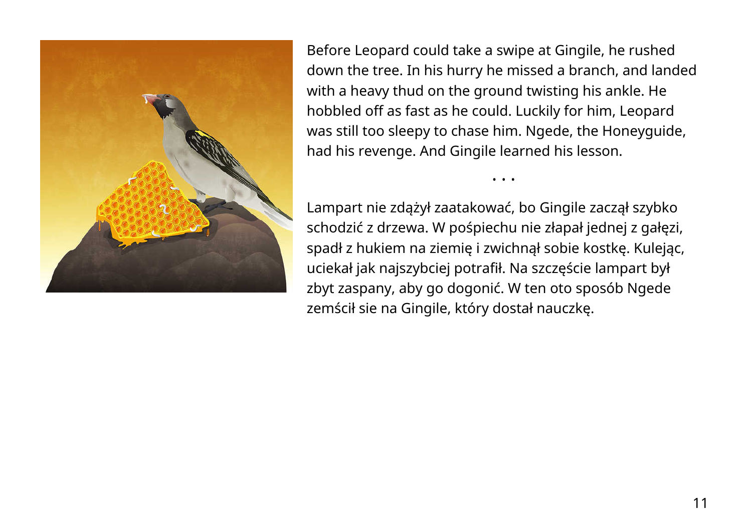Before Leopard could take a swipe at Gingile, he rushed down the tree. In his hurry he missed a branch, and landed with a heavy thud on the ground twisting his ankle. He hobbled off as fast as he could. Luckily for him, Leopard was still too sleepy to chase him. Ngede, the Honeyguide, had his revenge. And Gingile learned his lesson.

• • •

Lampart nie zdążył zaatakować, bo Gingile zaczął szybko schodzić z drzewa. W pośpiechu nie złapał jednej z gałęzi, spadł z hukiem na ziemię i zwichnął sobie kostkę. Kulejąc, uciekał jak najszybciej potrafił. Na szczęście lampart był zbyt zaspany, aby go dogonić. W ten oto sposób Ngede zemścił sie na Gingile, który dostał nauczkę.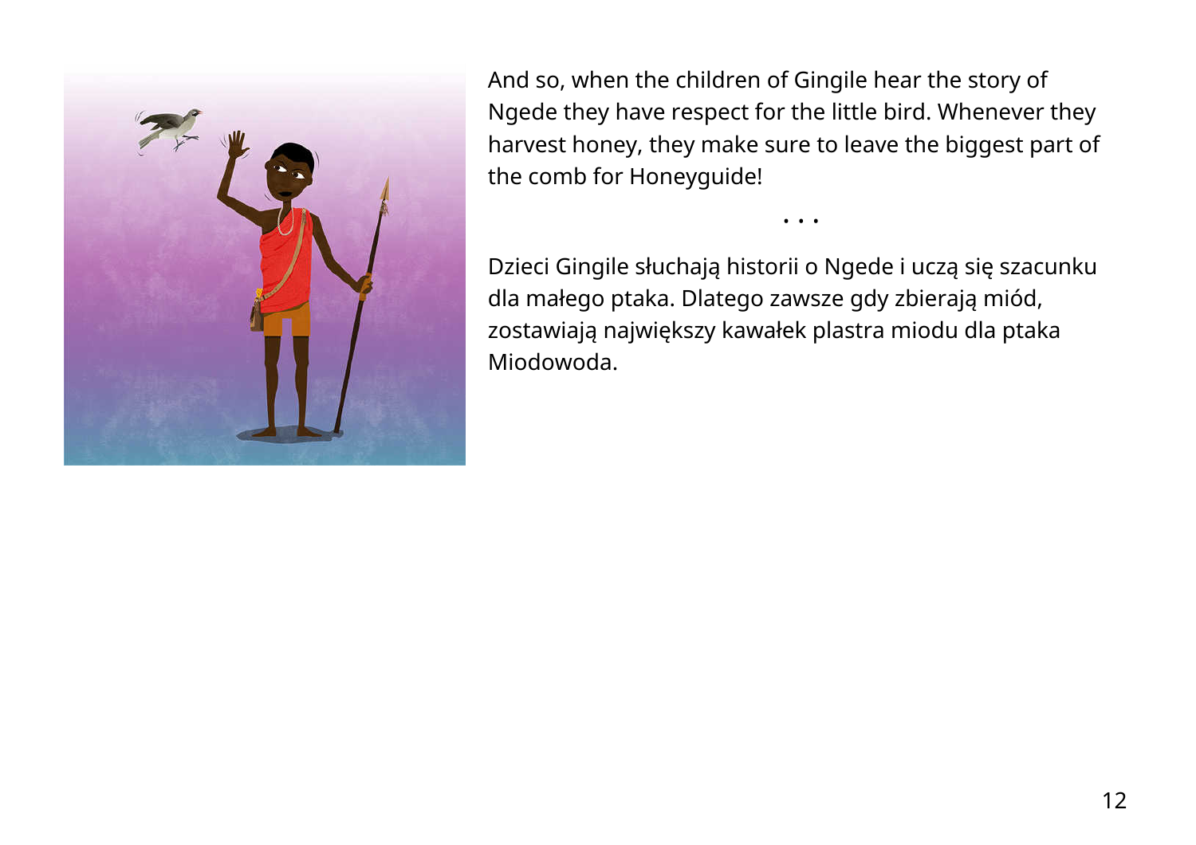And so, when the children of Gingile hear the story of Ngede they have respect for the little bird. Whenever they harvest honey, they make sure to leave the biggest part of the comb for Honeyguide!

• • •

Dzieci Gingile słuchają historii o Ngede i uczą się szacunku dla małego ptaka. Dlatego zawsze gdy zbierają miód, zostawiają największy kawałek plastra miodu dla ptaka Miodowoda.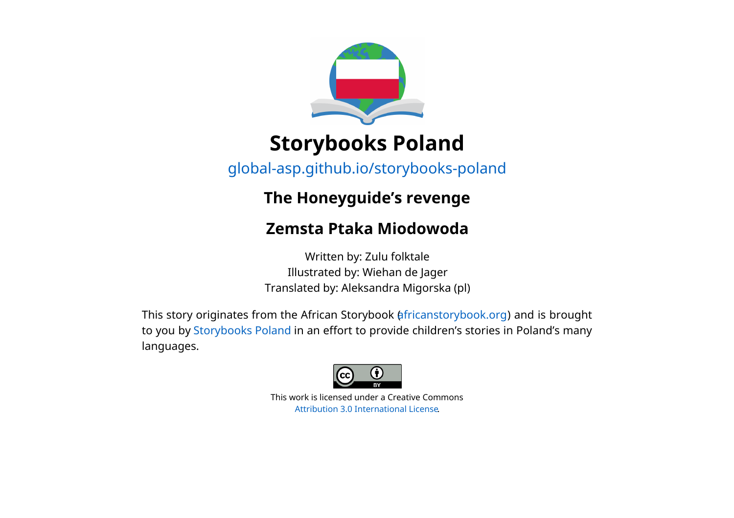# Storybooks Poland

global-asp.github.io/storybooks-poland

## The Honeyguide's revenge

## Zemsta Ptaka Miodowoda

Written by: Zulu folktale
Illustrated by: Wiehan de Jager
Translated by: Aleksandra Migorska (pl)

This story originates from the African Storybook (africanstorybook.org) and is brought to you by Storybooks Poland in an effort to provide children's stories in Poland's many languages.

This work is licensed under a Creative Commons Attribution 3.0 International License.